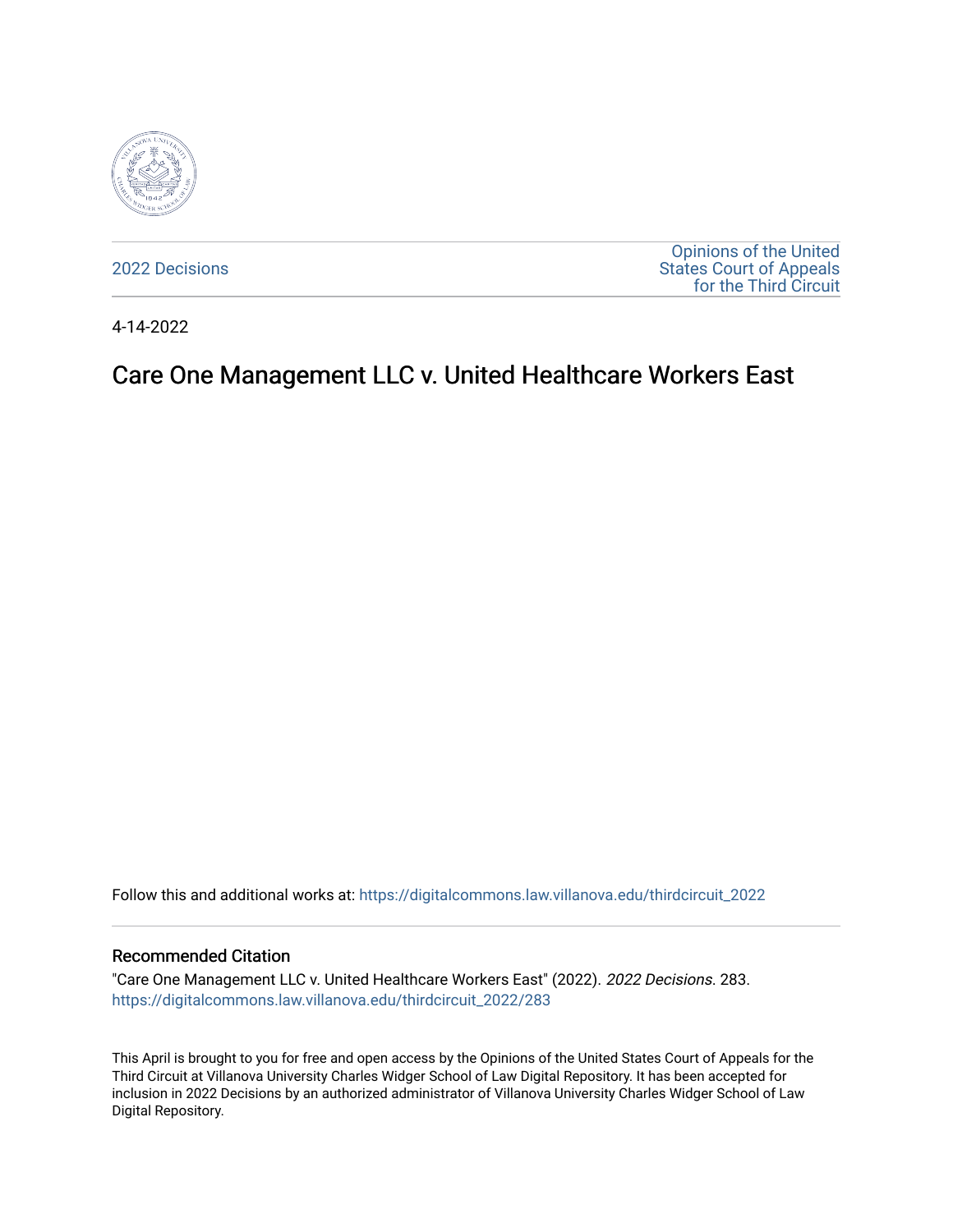2022 Decisions

Opinions of the United States Court of Appeals for the Third Circuit

4-14-2022

# Care One Management LLC v. United Healthcare Workers East

Follow this and additional works at: https://digitalcommons.law.villanova.edu/thirdcircuit_2022

## Recommended Citation

"Care One Management LLC v. United Healthcare Workers East" (2022). *2022 Decisions*. 283.
https://digitalcommons.law.villanova.edu/thirdcircuit_2022/283

This April is brought to you for free and open access by the Opinions of the United States Court of Appeals for the Third Circuit at Villanova University Charles Widger School of Law Digital Repository. It has been accepted for inclusion in 2022 Decisions by an authorized administrator of Villanova University Charles Widger School of Law Digital Repository.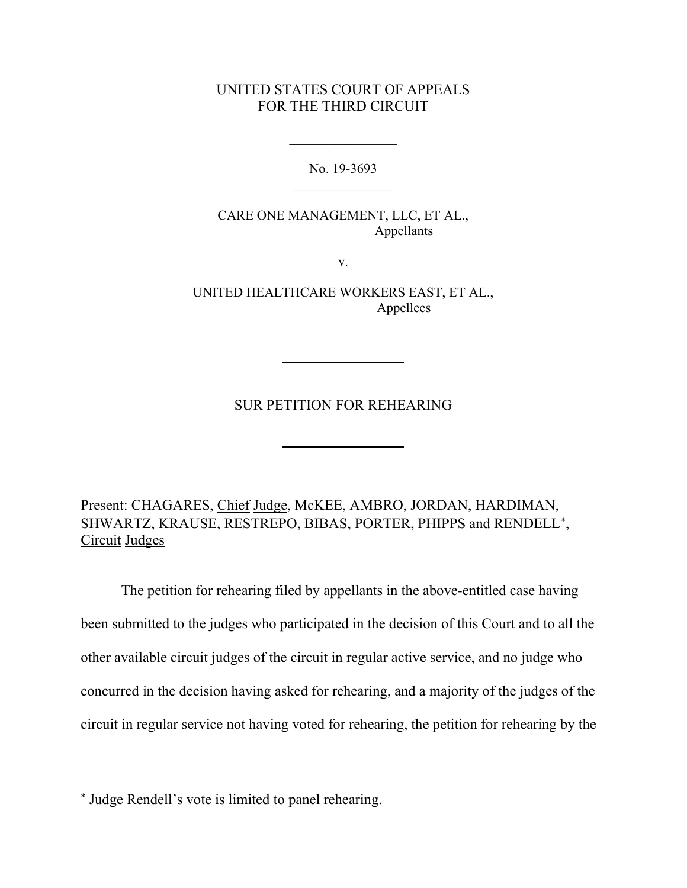UNITED STATES COURT OF APPEALS
FOR THE THIRD CIRCUIT

No. 19-3693

CARE ONE MANAGEMENT, LLC, ET AL.,
Appellants

v.

UNITED HEALTHCARE WORKERS EAST, ET AL.,
Appellees

SUR PETITION FOR REHEARING

Present: CHAGARES, Chief Judge, McKEE, AMBRO, JORDAN, HARDIMAN, SHWARTZ, KRAUSE, RESTREPO, BIBAS, PORTER, PHIPPS and RENDELL[*], Circuit Judges

The petition for rehearing filed by appellants in the above-entitled case having been submitted to the judges who participated in the decision of this Court and to all the other available circuit judges of the circuit in regular active service, and no judge who concurred in the decision having asked for rehearing, and a majority of the judges of the circuit in regular service not having voted for rehearing, the petition for rehearing by the

[*] Judge Rendell's vote is limited to panel rehearing.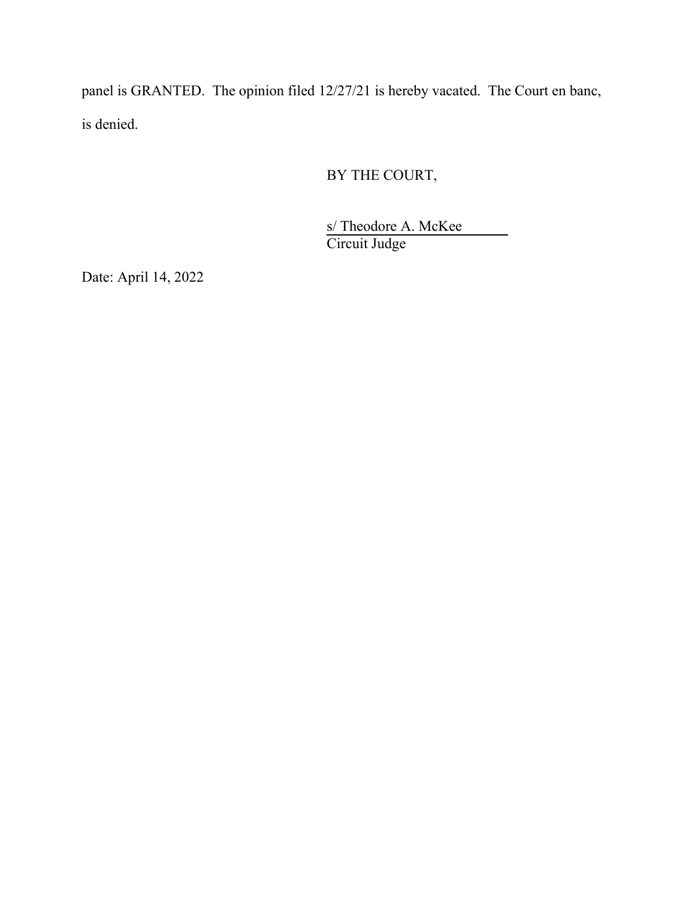panel is GRANTED. The opinion filed 12/27/21 is hereby vacated. The Court en banc, is denied.

BY THE COURT,

s/ Theodore A. McKee
Circuit Judge

Date: April 14, 2022